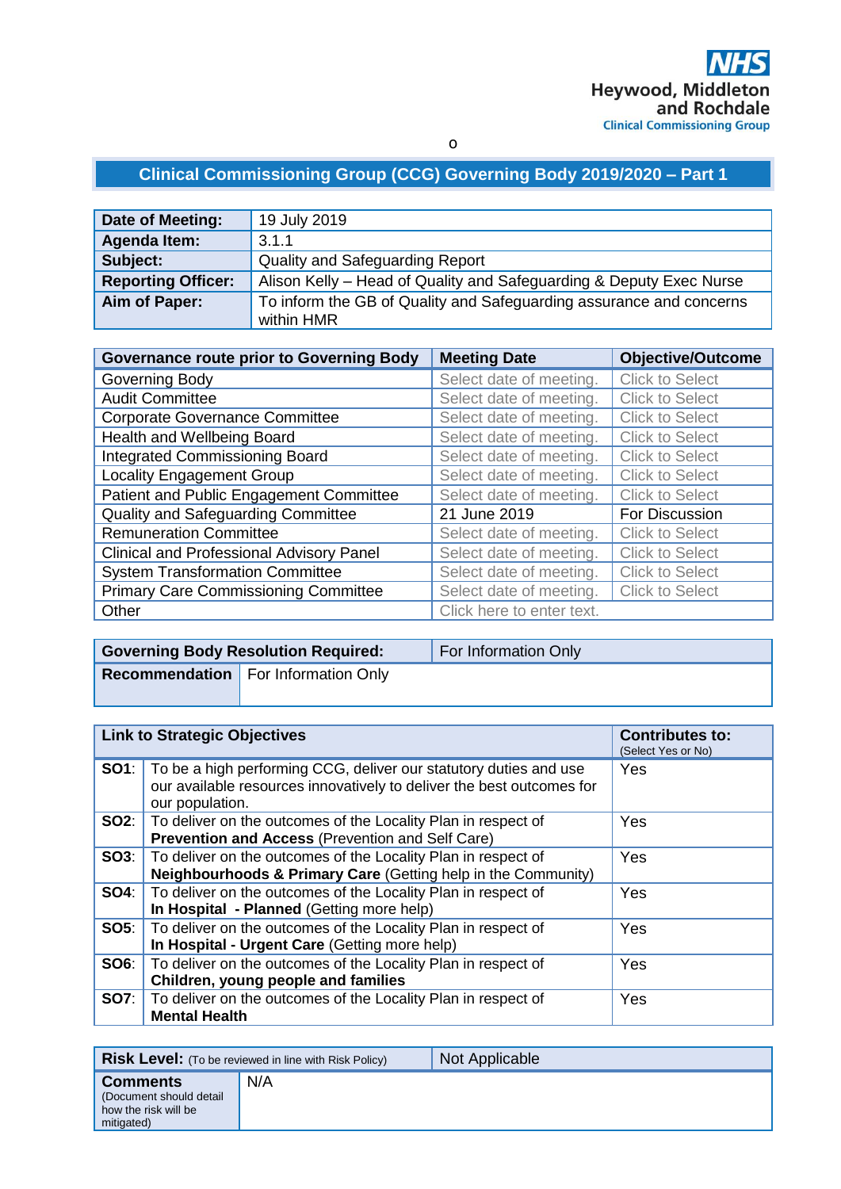NHS
Heywood, Middleton and Rochdale
Clinical Commissioning Group

o

# Clinical Commissioning Group (CCG) Governing Body 2019/2020 – Part 1

| | |
|---|---|
| **Date of Meeting:** | 19 July 2019 |
| **Agenda Item:** | 3.1.1 |
| **Subject:** | Quality and Safeguarding Report |
| **Reporting Officer:** | Alison Kelly – Head of Quality and Safeguarding & Deputy Exec Nurse |
| **Aim of Paper:** | To inform the GB of Quality and Safeguarding assurance and concerns within HMR |

| **Governance route prior to Governing Body** | **Meeting Date** | **Objective/Outcome** |
|---|---|---|
| Governing Body | Select date of meeting. | Click to Select |
| Audit Committee | Select date of meeting. | Click to Select |
| Corporate Governance Committee | Select date of meeting. | Click to Select |
| Health and Wellbeing Board | Select date of meeting. | Click to Select |
| Integrated Commissioning Board | Select date of meeting. | Click to Select |
| Locality Engagement Group | Select date of meeting. | Click to Select |
| Patient and Public Engagement Committee | Select date of meeting. | Click to Select |
| Quality and Safeguarding Committee | 21 June 2019 | For Discussion |
| Remuneration Committee | Select date of meeting. | Click to Select |
| Clinical and Professional Advisory Panel | Select date of meeting. | Click to Select |
| System Transformation Committee | Select date of meeting. | Click to Select |
| Primary Care Commissioning Committee | Select date of meeting. | Click to Select |
| Other | Click here to enter text. | |

| | |
|---|---|
| **Governing Body Resolution Required:** | For Information Only |
| **Recommendation** | For Information Only |

| **Link to Strategic Objectives** | | **Contributes to:** (Select Yes or No) |
|---|---|---|
| **SO1**: | To be a high performing CCG, deliver our statutory duties and use our available resources innovatively to deliver the best outcomes for our population. | Yes |
| **SO2**: | To deliver on the outcomes of the Locality Plan in respect of **Prevention and Access** (Prevention and Self Care) | Yes |
| **SO3**: | To deliver on the outcomes of the Locality Plan in respect of **Neighbourhoods & Primary Care** (Getting help in the Community) | Yes |
| **SO4**: | To deliver on the outcomes of the Locality Plan in respect of **In Hospital - Planned** (Getting more help) | Yes |
| **SO5**: | To deliver on the outcomes of the Locality Plan in respect of **In Hospital - Urgent Care** (Getting more help) | Yes |
| **SO6**: | To deliver on the outcomes of the Locality Plan in respect of **Children, young people and families** | Yes |
| **SO7**: | To deliver on the outcomes of the Locality Plan in respect of **Mental Health** | Yes |

| | |
|---|---|
| **Risk Level:** (To be reviewed in line with Risk Policy) | Not Applicable |
| **Comments** (Document should detail how the risk will be mitigated) | N/A |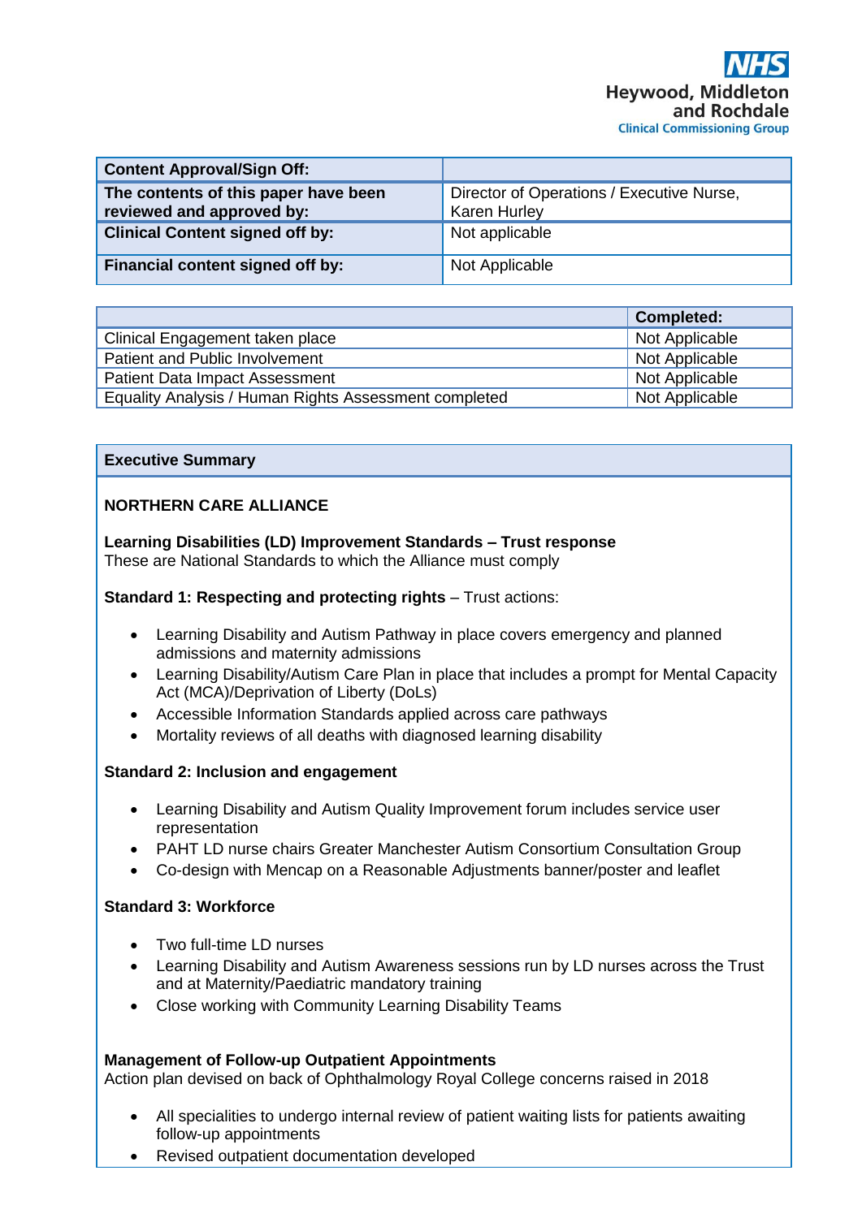Heywood, Middleton and Rochdale Clinical Commissioning Group

| Content Approval/Sign Off: | |
|---|---|
| The contents of this paper have been reviewed and approved by: | Director of Operations / Executive Nurse, Karen Hurley |
| Clinical Content signed off by: | Not applicable |
| Financial content signed off by: | Not Applicable |

| | Completed: |
|---|---|
| Clinical Engagement taken place | Not Applicable |
| Patient and Public Involvement | Not Applicable |
| Patient Data Impact Assessment | Not Applicable |
| Equality Analysis / Human Rights Assessment completed | Not Applicable |

## Executive Summary

**NORTHERN CARE ALLIANCE**

**Learning Disabilities (LD) Improvement Standards – Trust response**
These are National Standards to which the Alliance must comply

**Standard 1: Respecting and protecting rights** – Trust actions:

- Learning Disability and Autism Pathway in place covers emergency and planned admissions and maternity admissions
- Learning Disability/Autism Care Plan in place that includes a prompt for Mental Capacity Act (MCA)/Deprivation of Liberty (DoLs)
- Accessible Information Standards applied across care pathways
- Mortality reviews of all deaths with diagnosed learning disability

**Standard 2: Inclusion and engagement**

- Learning Disability and Autism Quality Improvement forum includes service user representation
- PAHT LD nurse chairs Greater Manchester Autism Consortium Consultation Group
- Co-design with Mencap on a Reasonable Adjustments banner/poster and leaflet

**Standard 3: Workforce**

- Two full-time LD nurses
- Learning Disability and Autism Awareness sessions run by LD nurses across the Trust and at Maternity/Paediatric mandatory training
- Close working with Community Learning Disability Teams

**Management of Follow-up Outpatient Appointments**
Action plan devised on back of Ophthalmology Royal College concerns raised in 2018

- All specialities to undergo internal review of patient waiting lists for patients awaiting follow-up appointments
- Revised outpatient documentation developed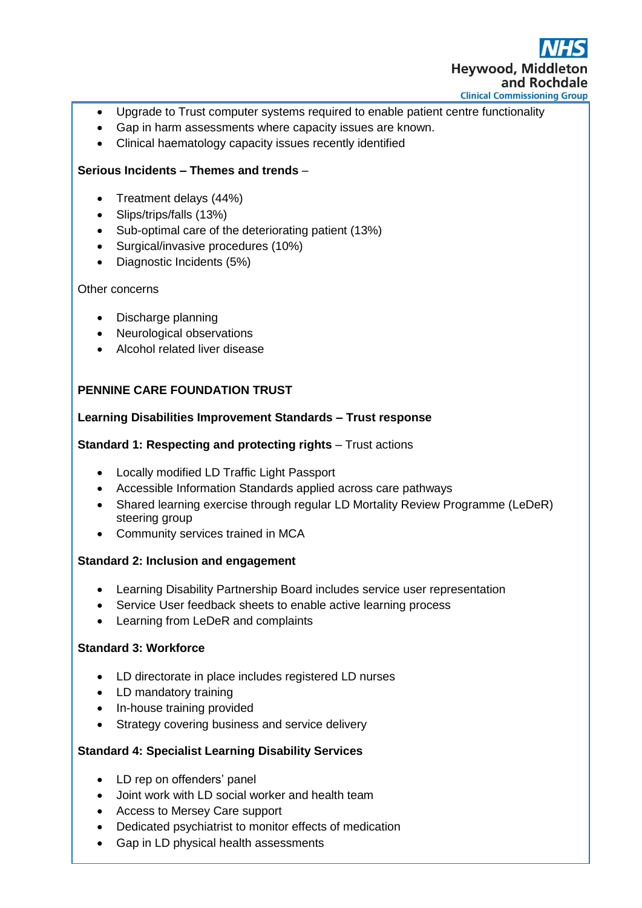- Upgrade to Trust computer systems required to enable patient centre functionality
- Gap in harm assessments where capacity issues are known.
- Clinical haematology capacity issues recently identified

**Serious Incidents – Themes and trends** –

- Treatment delays (44%)
- Slips/trips/falls (13%)
- Sub-optimal care of the deteriorating patient (13%)
- Surgical/invasive procedures (10%)
- Diagnostic Incidents (5%)

Other concerns

- Discharge planning
- Neurological observations
- Alcohol related liver disease

**PENNINE CARE FOUNDATION TRUST**

**Learning Disabilities Improvement Standards – Trust response**

**Standard 1: Respecting and protecting rights** – Trust actions

- Locally modified LD Traffic Light Passport
- Accessible Information Standards applied across care pathways
- Shared learning exercise through regular LD Mortality Review Programme (LeDeR) steering group
- Community services trained in MCA

**Standard 2: Inclusion and engagement**

- Learning Disability Partnership Board includes service user representation
- Service User feedback sheets to enable active learning process
- Learning from LeDeR and complaints

**Standard 3: Workforce**

- LD directorate in place includes registered LD nurses
- LD mandatory training
- In-house training provided
- Strategy covering business and service delivery

**Standard 4: Specialist Learning Disability Services**

- LD rep on offenders' panel
- Joint work with LD social worker and health team
- Access to Mersey Care support
- Dedicated psychiatrist to monitor effects of medication
- Gap in LD physical health assessments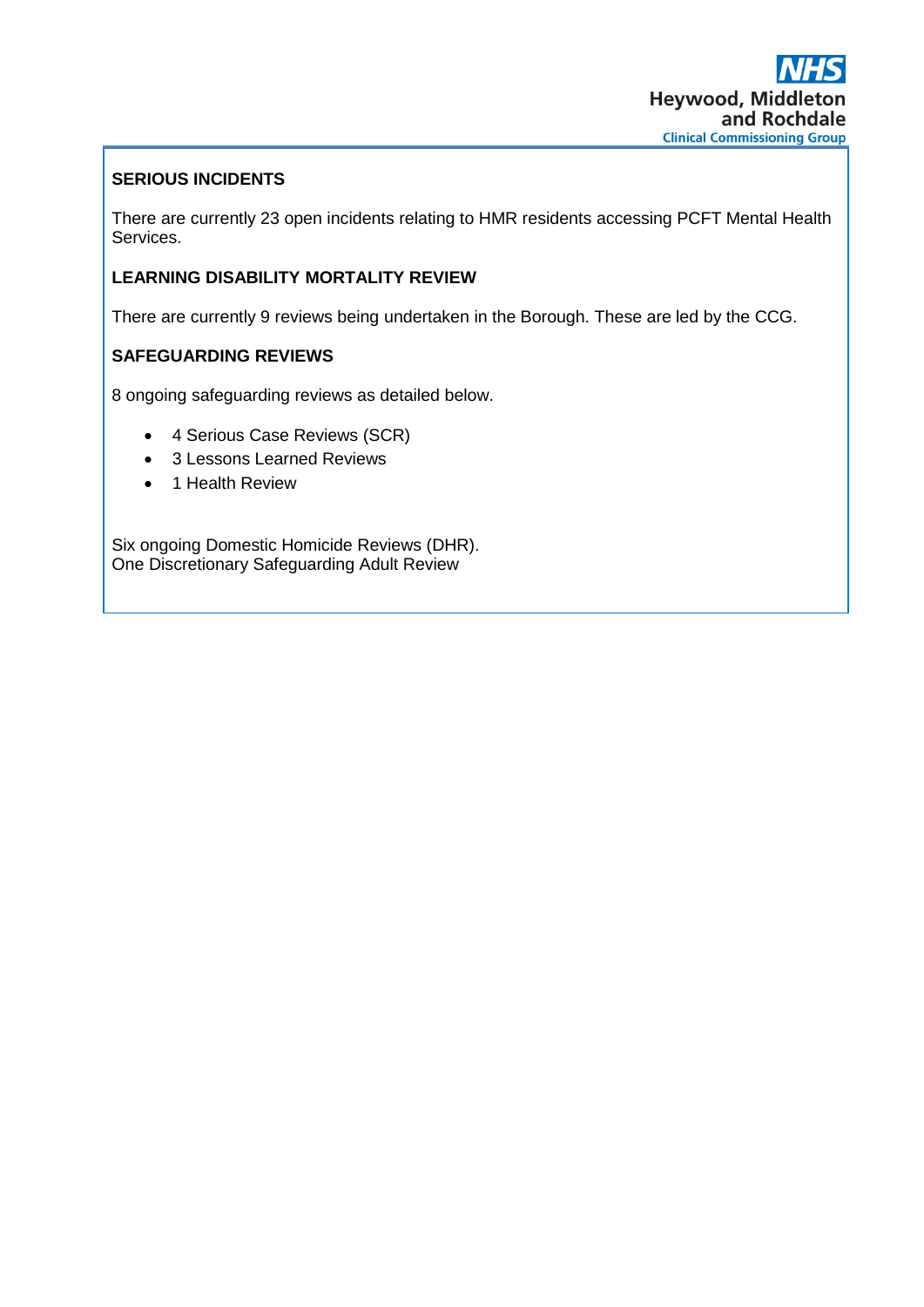**SERIOUS INCIDENTS**

There are currently 23 open incidents relating to HMR residents accessing PCFT Mental Health Services.

**LEARNING DISABILITY MORTALITY REVIEW**

There are currently 9 reviews being undertaken in the Borough. These are led by the CCG.

**SAFEGUARDING REVIEWS**

8 ongoing safeguarding reviews as detailed below.

- 4 Serious Case Reviews (SCR)
- 3 Lessons Learned Reviews
- 1 Health Review

Six ongoing Domestic Homicide Reviews (DHR).
One Discretionary Safeguarding Adult Review